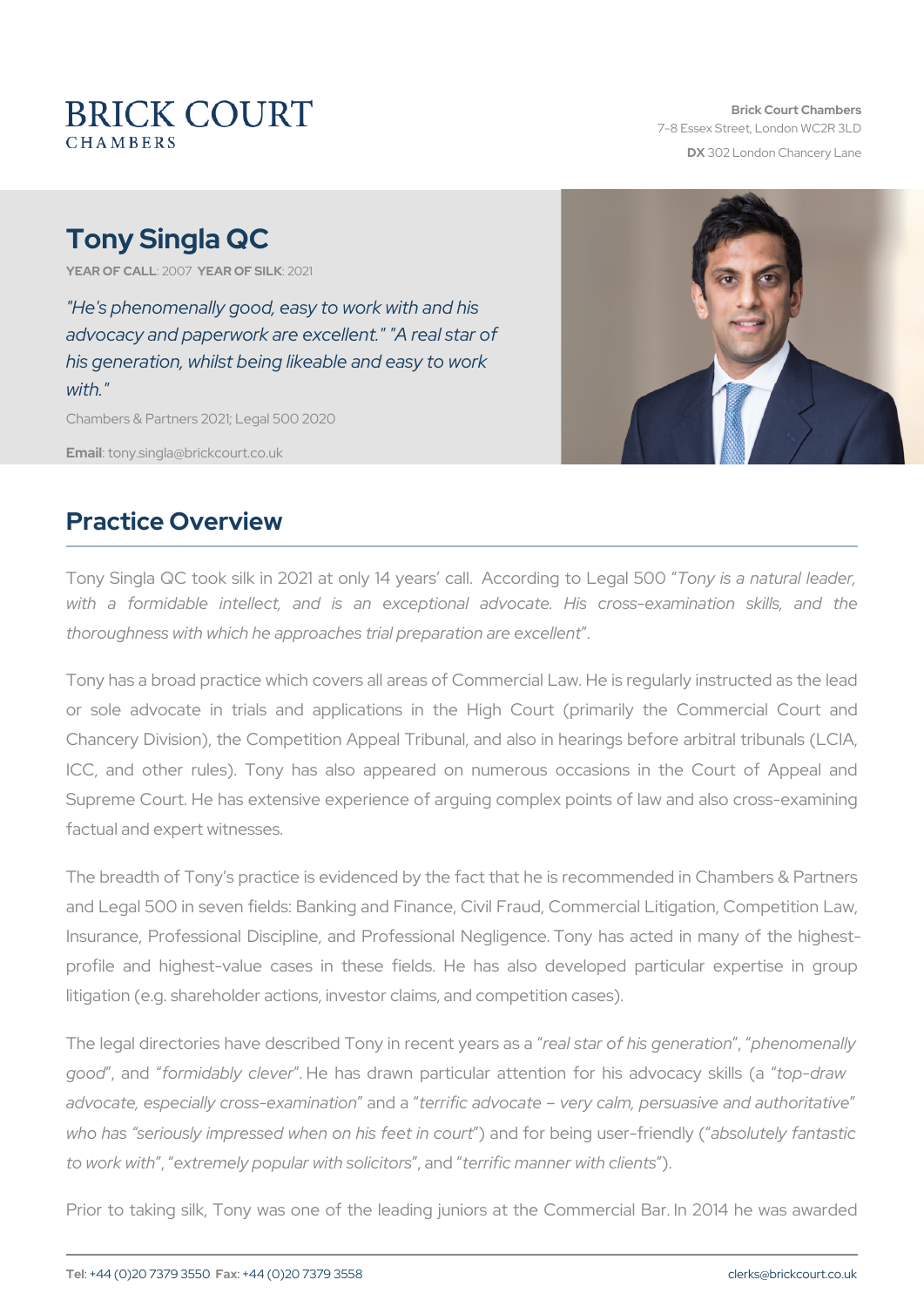BRICK COURT CHAMBERS

**Brick Court Chambers**
7-8 Essex Street, London WC2R 3LD
**DX** 302 London Chancery Lane

# Tony Singla QC

**YEAR OF CALL**: 2007 **YEAR OF SILK**: 2021

*"He's phenomenally good, easy to work with and his advocacy and paperwork are excellent." "A real star of his generation, whilst being likeable and easy to work with."*

Chambers & Partners 2021; Legal 500 2020

**Email**: tony.singla@brickcourt.co.uk

## Practice Overview

Tony Singla QC took silk in 2021 at only 14 years' call. According to Legal 500 "*Tony is a natural leader, with a formidable intellect, and is an exceptional advocate. His cross-examination skills, and the thoroughness with which he approaches trial preparation are excellent*".

Tony has a broad practice which covers all areas of Commercial Law. He is regularly instructed as the lead or sole advocate in trials and applications in the High Court (primarily the Commercial Court and Chancery Division), the Competition Appeal Tribunal, and also in hearings before arbitral tribunals (LCIA, ICC, and other rules). Tony has also appeared on numerous occasions in the Court of Appeal and Supreme Court. He has extensive experience of arguing complex points of law and also cross-examining factual and expert witnesses.

The breadth of Tony's practice is evidenced by the fact that he is recommended in Chambers & Partners and Legal 500 in seven fields: Banking and Finance, Civil Fraud, Commercial Litigation, Competition Law, Insurance, Professional Discipline, and Professional Negligence. Tony has acted in many of the highest-profile and highest-value cases in these fields. He has also developed particular expertise in group litigation (e.g. shareholder actions, investor claims, and competition cases).

The legal directories have described Tony in recent years as a "*real star of his generation*", "*phenomenally good*", and "*formidably clever*". He has drawn particular attention for his advocacy skills (a "*top-draw advocate, especially cross-examination*" and a "*terrific advocate – very calm, persuasive and authoritative*" *who has "seriously impressed when on his feet in court*") and for being user-friendly ("*absolutely fantastic to work with*", "*extremely popular with solicitors*", and "*terrific manner with clients*").

Prior to taking silk, Tony was one of the leading juniors at the Commercial Bar. In 2014 he was awarded

**Tel**: +44 (0)20 7379 3550 **Fax**: +44 (0)20 7379 3558 clerks@brickcourt.co.uk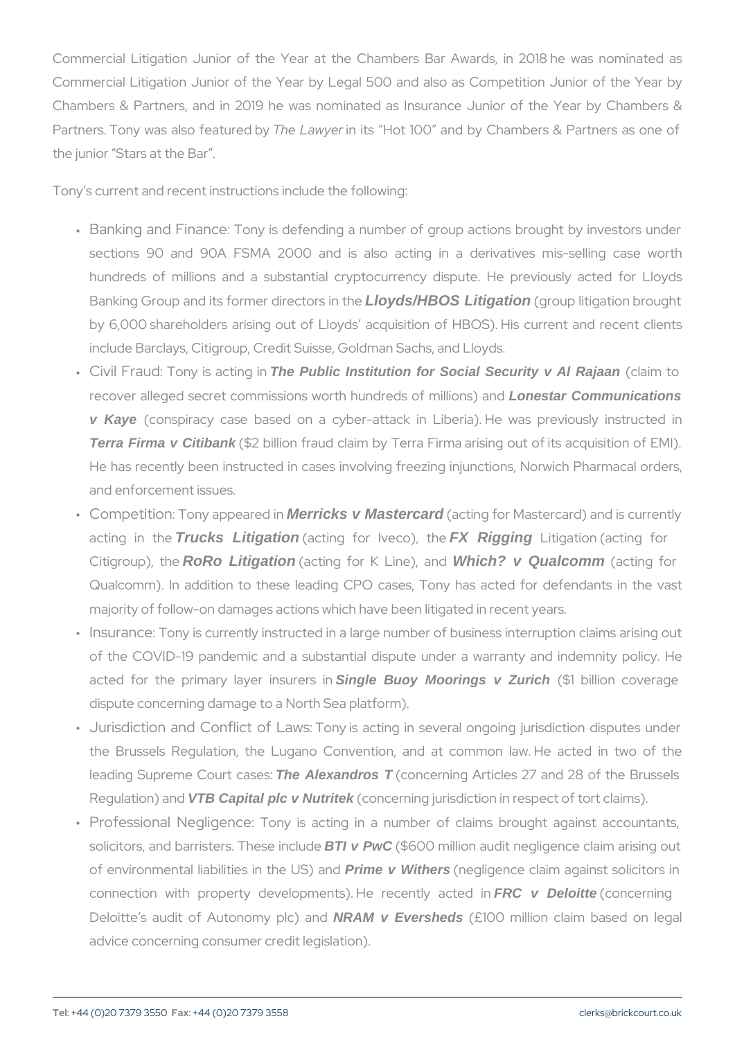Commercial Litigation Junior of the Year at the Chambers Bar Awards, in 2018 he was nominated as Commercial Litigation Junior of the Year by Legal 500 and also as Competition Junior of the Year by Chambers & Partners, and in 2019 he was nominated as Insurance Junior of the Year by Chambers & Partners. Tony was also featured by *The Lawyer* in its "Hot 100" and by Chambers & Partners as one of the junior "Stars at the Bar".

Tony's current and recent instructions include the following:

- Banking and Finance: Tony is defending a number of group actions brought by investors under sections 90 and 90A FSMA 2000 and is also acting in a derivatives mis-selling case worth hundreds of millions and a substantial cryptocurrency dispute. He previously acted for Lloyds Banking Group and its former directors in the ***Lloyds/HBOS Litigation*** (group litigation brought by 6,000 shareholders arising out of Lloyds' acquisition of HBOS). His current and recent clients include Barclays, Citigroup, Credit Suisse, Goldman Sachs, and Lloyds.
- Civil Fraud: Tony is acting in ***The Public Institution for Social Security v Al Rajaan*** (claim to recover alleged secret commissions worth hundreds of millions) and ***Lonestar Communications v Kaye*** (conspiracy case based on a cyber-attack in Liberia). He was previously instructed in ***Terra Firma v Citibank*** ($2 billion fraud claim by Terra Firma arising out of its acquisition of EMI). He has recently been instructed in cases involving freezing injunctions, Norwich Pharmacal orders, and enforcement issues.
- Competition: Tony appeared in ***Merricks v Mastercard*** (acting for Mastercard) and is currently acting in the ***Trucks Litigation*** (acting for Iveco), the ***FX Rigging*** Litigation (acting for Citigroup), the ***RoRo Litigation*** (acting for K Line), and ***Which? v Qualcomm*** (acting for Qualcomm). In addition to these leading CPO cases, Tony has acted for defendants in the vast majority of follow-on damages actions which have been litigated in recent years.
- Insurance: Tony is currently instructed in a large number of business interruption claims arising out of the COVID-19 pandemic and a substantial dispute under a warranty and indemnity policy. He acted for the primary layer insurers in ***Single Buoy Moorings v Zurich*** ($1 billion coverage dispute concerning damage to a North Sea platform).
- Jurisdiction and Conflict of Laws: Tony is acting in several ongoing jurisdiction disputes under the Brussels Regulation, the Lugano Convention, and at common law. He acted in two of the leading Supreme Court cases: ***The Alexandros T*** (concerning Articles 27 and 28 of the Brussels Regulation) and ***VTB Capital plc v Nutritek*** (concerning jurisdiction in respect of tort claims).
- Professional Negligence: Tony is acting in a number of claims brought against accountants, solicitors, and barristers. These include ***BTI v PwC*** ($600 million audit negligence claim arising out of environmental liabilities in the US) and ***Prime v Withers*** (negligence claim against solicitors in connection with property developments). He recently acted in ***FRC v Deloitte*** (concerning Deloitte's audit of Autonomy plc) and ***NRAM v Eversheds*** (£100 million claim based on legal advice concerning consumer credit legislation).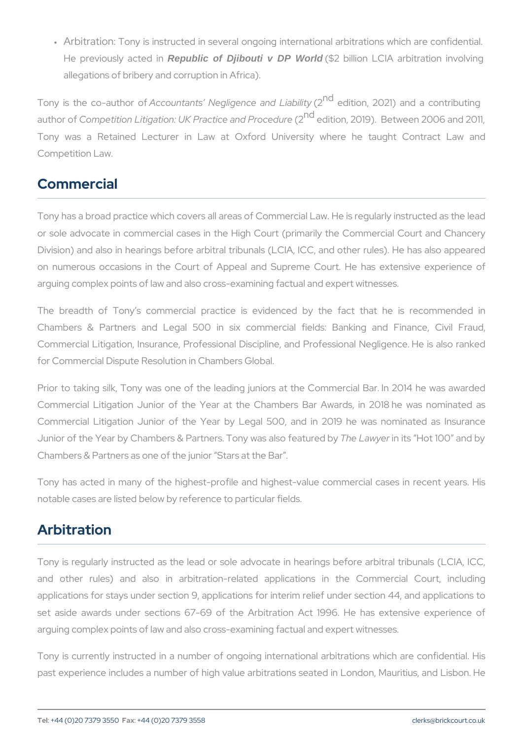- Arbitration: Tony is instructed in several ongoing international arbitrations which are confidential. He previously acted in ***Republic of Djibouti v DP World*** ($2 billion LCIA arbitration involving allegations of bribery and corruption in Africa).

Tony is the co-author of *Accountants' Negligence and Liability* (2nd edition, 2021) and a contributing author of *Competition Litigation: UK Practice and Procedure* (2nd edition, 2019). Between 2006 and 2011, Tony was a Retained Lecturer in Law at Oxford University where he taught Contract Law and Competition Law.

## Commercial

Tony has a broad practice which covers all areas of Commercial Law. He is regularly instructed as the lead or sole advocate in commercial cases in the High Court (primarily the Commercial Court and Chancery Division) and also in hearings before arbitral tribunals (LCIA, ICC, and other rules). He has also appeared on numerous occasions in the Court of Appeal and Supreme Court. He has extensive experience of arguing complex points of law and also cross-examining factual and expert witnesses.

The breadth of Tony's commercial practice is evidenced by the fact that he is recommended in Chambers & Partners and Legal 500 in six commercial fields: Banking and Finance, Civil Fraud, Commercial Litigation, Insurance, Professional Discipline, and Professional Negligence. He is also ranked for Commercial Dispute Resolution in Chambers Global.

Prior to taking silk, Tony was one of the leading juniors at the Commercial Bar. In 2014 he was awarded Commercial Litigation Junior of the Year at the Chambers Bar Awards, in 2018 he was nominated as Commercial Litigation Junior of the Year by Legal 500, and in 2019 he was nominated as Insurance Junior of the Year by Chambers & Partners. Tony was also featured by *The Lawyer* in its "Hot 100" and by Chambers & Partners as one of the junior "Stars at the Bar".

Tony has acted in many of the highest-profile and highest-value commercial cases in recent years. His notable cases are listed below by reference to particular fields.

## Arbitration

Tony is regularly instructed as the lead or sole advocate in hearings before arbitral tribunals (LCIA, ICC, and other rules) and also in arbitration-related applications in the Commercial Court, including applications for stays under section 9, applications for interim relief under section 44, and applications to set aside awards under sections 67-69 of the Arbitration Act 1996. He has extensive experience of arguing complex points of law and also cross-examining factual and expert witnesses.

Tony is currently instructed in a number of ongoing international arbitrations which are confidential. His past experience includes a number of high value arbitrations seated in London, Mauritius, and Lisbon. He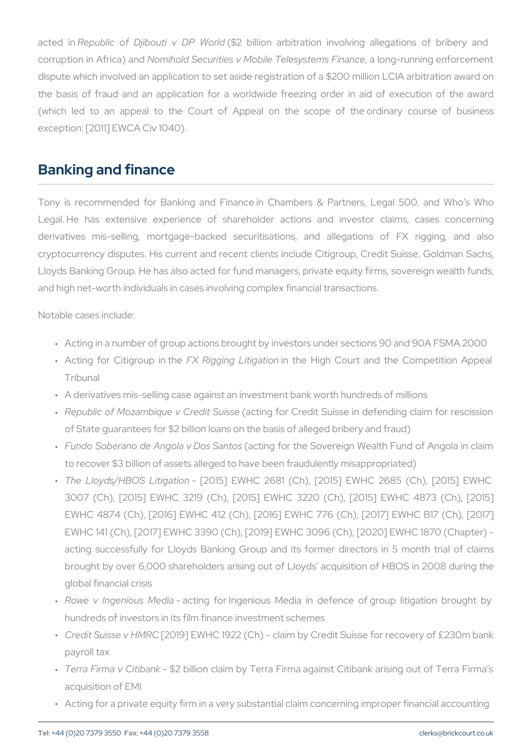acted in *Republic of Djibouti v DP World* ($2 billion arbitration involving allegations of bribery and corruption in Africa) and *Nomihold Securities v Mobile Telesystems Finance*, a long-running enforcement dispute which involved an application to set aside registration of a $200 million LCIA arbitration award on the basis of fraud and an application for a worldwide freezing order in aid of execution of the award (which led to an appeal to the Court of Appeal on the scope of the ordinary course of business exception: [2011] EWCA Civ 1040).

## Banking and finance

Tony is recommended for Banking and Finance in Chambers & Partners, Legal 500, and Who's Who Legal. He has extensive experience of shareholder actions and investor claims, cases concerning derivatives mis-selling, mortgage-backed securitisations, and allegations of FX rigging, and also cryptocurrency disputes. His current and recent clients include Citigroup, Credit Suisse, Goldman Sachs, Lloyds Banking Group. He has also acted for fund managers, private equity firms, sovereign wealth funds, and high net-worth individuals in cases involving complex financial transactions.

Notable cases include:

- Acting in a number of group actions brought by investors under sections 90 and 90A FSMA 2000
- Acting for Citigroup in the *FX Rigging Litigation* in the High Court and the Competition Appeal Tribunal
- A derivatives mis-selling case against an investment bank worth hundreds of millions
- *Republic of Mozambique v Credit Suisse* (acting for Credit Suisse in defending claim for rescission of State guarantees for $2 billion loans on the basis of alleged bribery and fraud)
- *Fundo Soberano de Angola v Dos Santos* (acting for the Sovereign Wealth Fund of Angola in claim to recover $3 billion of assets alleged to have been fraudulently misappropriated)
- *The Lloyds/HBOS Litigation* – [2015] EWHC 2681 (Ch), [2015] EWHC 2685 (Ch), [2015] EWHC 3007 (Ch), [2015] EWHC 3219 (Ch), [2015] EWHC 3220 (Ch), [2015] EWHC 4873 (Ch), [2015] EWHC 4874 (Ch), [2016] EWHC 412 (Ch), [2016] EWHC 776 (Ch), [2017] EWHC B17 (Ch), [2017] EWHC 141 (Ch), [2017] EWHC 3390 (Ch), [2019] EWHC 3096 (Ch), [2020] EWHC 1870 (Chapter) – acting successfully for Lloyds Banking Group and its former directors in 5 month trial of claims brought by over 6,000 shareholders arising out of Lloyds' acquisition of HBOS in 2008 during the global financial crisis
- *Rowe v Ingenious Media* – acting for Ingenious Media in defence of group litigation brought by hundreds of investors in its film finance investment schemes
- *Credit Suisse v HMRC* [2019] EWHC 1922 (Ch) – claim by Credit Suisse for recovery of £230m bank payroll tax
- *Terra Firma v Citibank* – $2 billion claim by Terra Firma against Citibank arising out of Terra Firma's acquisition of EMI
- Acting for a private equity firm in a very substantial claim concerning improper financial accounting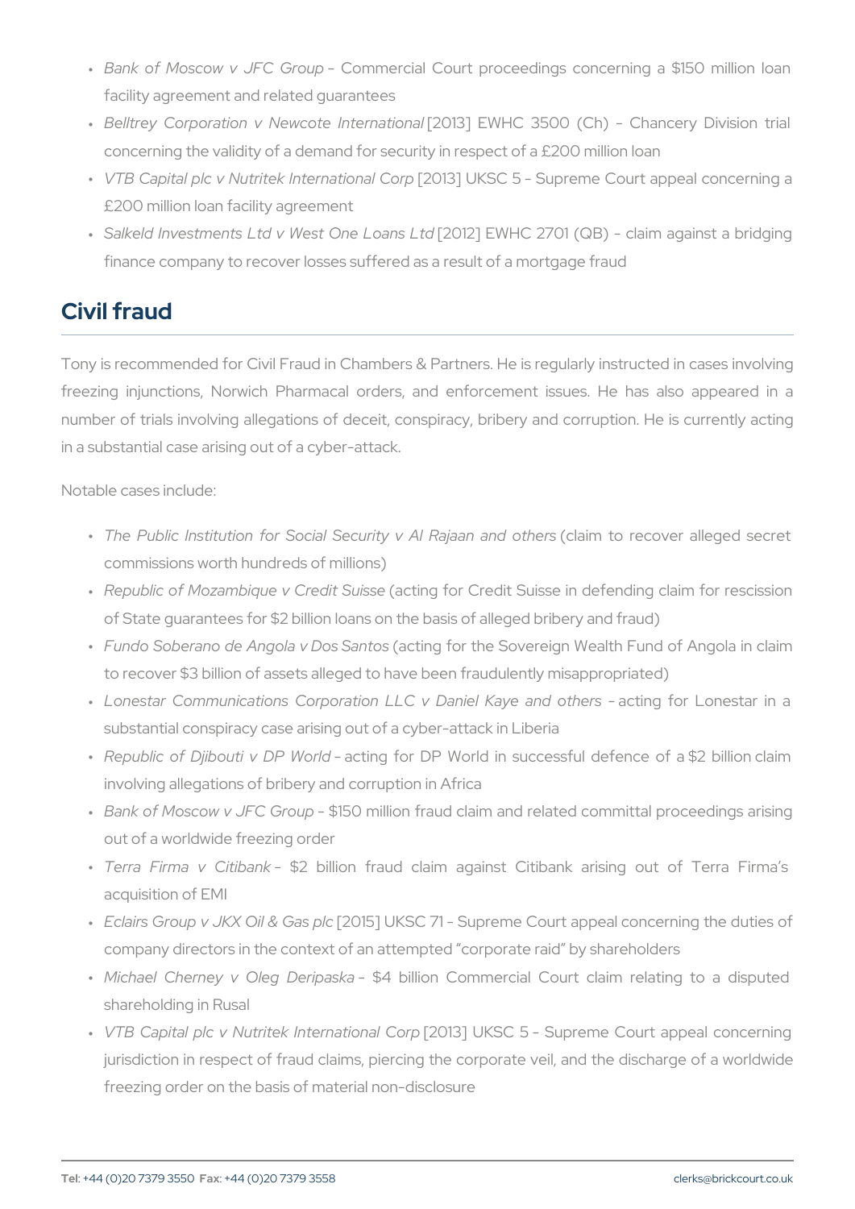- *Bank of Moscow v JFC Group* – Commercial Court proceedings concerning a $150 million loan facility agreement and related guarantees
- *Belltrey Corporation v Newcote International* [2013] EWHC 3500 (Ch) – Chancery Division trial concerning the validity of a demand for security in respect of a £200 million loan
- *VTB Capital plc v Nutritek International Corp* [2013] UKSC 5 – Supreme Court appeal concerning a £200 million loan facility agreement
- *Salkeld Investments Ltd v West One Loans Ltd* [2012] EWHC 2701 (QB) – claim against a bridging finance company to recover losses suffered as a result of a mortgage fraud

## Civil fraud

Tony is recommended for Civil Fraud in Chambers & Partners. He is regularly instructed in cases involving freezing injunctions, Norwich Pharmacal orders, and enforcement issues. He has also appeared in a number of trials involving allegations of deceit, conspiracy, bribery and corruption. He is currently acting in a substantial case arising out of a cyber-attack.

Notable cases include:

- *The Public Institution for Social Security v Al Rajaan and others* (claim to recover alleged secret commissions worth hundreds of millions)
- *Republic of Mozambique v Credit Suisse* (acting for Credit Suisse in defending claim for rescission of State guarantees for $2 billion loans on the basis of alleged bribery and fraud)
- *Fundo Soberano de Angola v Dos Santos* (acting for the Sovereign Wealth Fund of Angola in claim to recover $3 billion of assets alleged to have been fraudulently misappropriated)
- *Lonestar Communications Corporation LLC v Daniel Kaye and others* – acting for Lonestar in a substantial conspiracy case arising out of a cyber-attack in Liberia
- *Republic of Djibouti v DP World* – acting for DP World in successful defence of a $2 billion claim involving allegations of bribery and corruption in Africa
- *Bank of Moscow v JFC Group* – $150 million fraud claim and related committal proceedings arising out of a worldwide freezing order
- *Terra Firma v Citibank* – $2 billion fraud claim against Citibank arising out of Terra Firma's acquisition of EMI
- *Eclairs Group v JKX Oil & Gas plc* [2015] UKSC 71 – Supreme Court appeal concerning the duties of company directors in the context of an attempted "corporate raid" by shareholders
- *Michael Cherney v Oleg Deripaska* – $4 billion Commercial Court claim relating to a disputed shareholding in Rusal
- *VTB Capital plc v Nutritek International Corp* [2013] UKSC 5 – Supreme Court appeal concerning jurisdiction in respect of fraud claims, piercing the corporate veil, and the discharge of a worldwide freezing order on the basis of material non-disclosure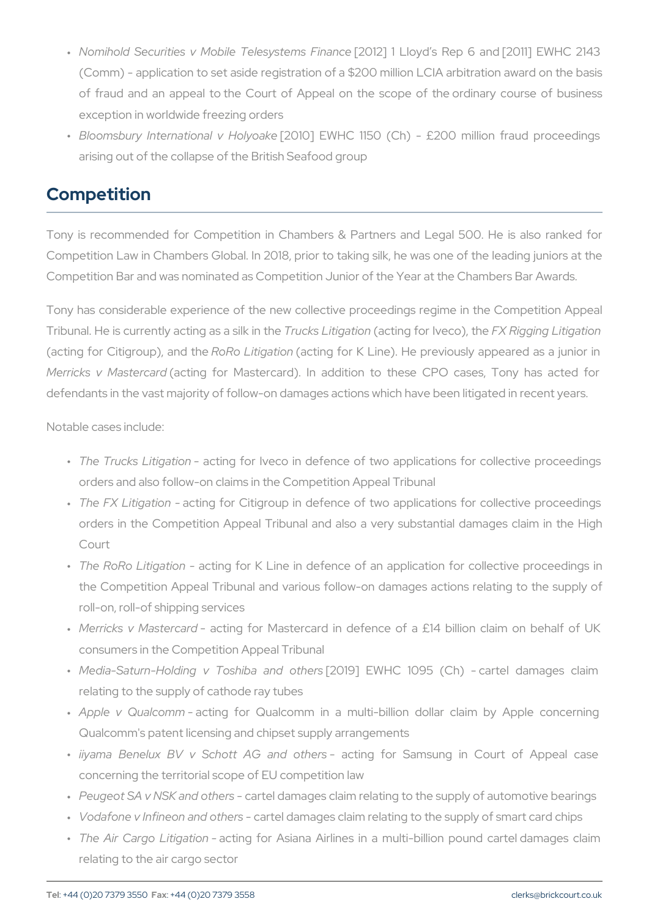- *Nomihold Securities v Mobile Telesystems Finance* [2012] 1 Lloyd's Rep 6 and [2011] EWHC 2143 (Comm) - application to set aside registration of a $200 million LCIA arbitration award on the basis of fraud and an appeal to the Court of Appeal on the scope of the ordinary course of business exception in worldwide freezing orders
- *Bloomsbury International v Holyoake* [2010] EWHC 1150 (Ch) - £200 million fraud proceedings arising out of the collapse of the British Seafood group

## Competition

Tony is recommended for Competition in Chambers & Partners and Legal 500. He is also ranked for Competition Law in Chambers Global. In 2018, prior to taking silk, he was one of the leading juniors at the Competition Bar and was nominated as Competition Junior of the Year at the Chambers Bar Awards.

Tony has considerable experience of the new collective proceedings regime in the Competition Appeal Tribunal. He is currently acting as a silk in the *Trucks Litigation* (acting for Iveco), the *FX Rigging Litigation* (acting for Citigroup), and the *RoRo Litigation* (acting for K Line). He previously appeared as a junior in *Merricks v Mastercard* (acting for Mastercard). In addition to these CPO cases, Tony has acted for defendants in the vast majority of follow-on damages actions which have been litigated in recent years.

Notable cases include:

- *The Trucks Litigation* - acting for Iveco in defence of two applications for collective proceedings orders and also follow-on claims in the Competition Appeal Tribunal
- *The FX Litigation* - acting for Citigroup in defence of two applications for collective proceedings orders in the Competition Appeal Tribunal and also a very substantial damages claim in the High Court
- *The RoRo Litigation* - acting for K Line in defence of an application for collective proceedings in the Competition Appeal Tribunal and various follow-on damages actions relating to the supply of roll-on, roll-of shipping services
- *Merricks v Mastercard* - acting for Mastercard in defence of a £14 billion claim on behalf of UK consumers in the Competition Appeal Tribunal
- *Media-Saturn-Holding v Toshiba and others* [2019] EWHC 1095 (Ch) - cartel damages claim relating to the supply of cathode ray tubes
- *Apple v Qualcomm* - acting for Qualcomm in a multi-billion dollar claim by Apple concerning Qualcomm's patent licensing and chipset supply arrangements
- *iiyama Benelux BV v Schott AG and others* - acting for Samsung in Court of Appeal case concerning the territorial scope of EU competition law
- *Peugeot SA v NSK and others* - cartel damages claim relating to the supply of automotive bearings
- *Vodafone v Infineon and others* - cartel damages claim relating to the supply of smart card chips
- *The Air Cargo Litigation* - acting for Asiana Airlines in a multi-billion pound cartel damages claim relating to the air cargo sector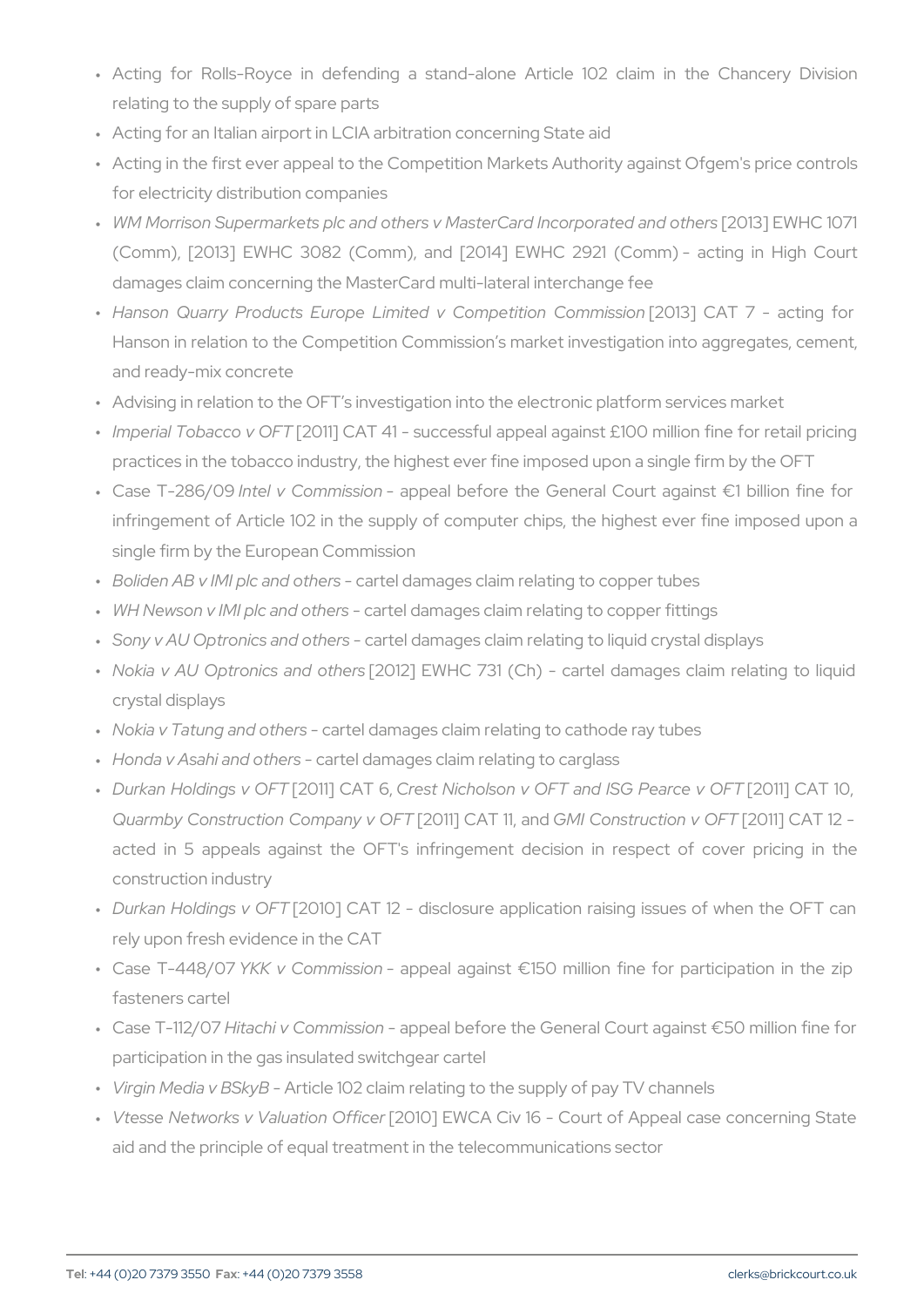- Acting for Rolls-Royce in defending a stand-alone Article 102 claim in the Chancery Division relating to the supply of spare parts
- Acting for an Italian airport in LCIA arbitration concerning State aid
- Acting in the first ever appeal to the Competition Markets Authority against Ofgem's price controls for electricity distribution companies
- *WM Morrison Supermarkets plc and others v MasterCard Incorporated and others* [2013] EWHC 1071 (Comm), [2013] EWHC 3082 (Comm), and [2014] EWHC 2921 (Comm) - acting in High Court damages claim concerning the MasterCard multi-lateral interchange fee
- *Hanson Quarry Products Europe Limited v Competition Commission* [2013] CAT 7 - acting for Hanson in relation to the Competition Commission's market investigation into aggregates, cement, and ready-mix concrete
- Advising in relation to the OFT's investigation into the electronic platform services market
- *Imperial Tobacco v OFT* [2011] CAT 41 - successful appeal against £100 million fine for retail pricing practices in the tobacco industry, the highest ever fine imposed upon a single firm by the OFT
- Case T-286/09 *Intel v Commission* - appeal before the General Court against €1 billion fine for infringement of Article 102 in the supply of computer chips, the highest ever fine imposed upon a single firm by the European Commission
- *Boliden AB v IMI plc and others* - cartel damages claim relating to copper tubes
- *WH Newson v IMI plc and others* - cartel damages claim relating to copper fittings
- *Sony v AU Optronics and others* - cartel damages claim relating to liquid crystal displays
- *Nokia v AU Optronics and others* [2012] EWHC 731 (Ch) - cartel damages claim relating to liquid crystal displays
- *Nokia v Tatung and others* - cartel damages claim relating to cathode ray tubes
- *Honda v Asahi and others* - cartel damages claim relating to carglass
- *Durkan Holdings v OFT* [2011] CAT 6, *Crest Nicholson v OFT and ISG Pearce v OFT* [2011] CAT 10, *Quarmby Construction Company v OFT* [2011] CAT 11, and *GMI Construction v OFT* [2011] CAT 12 - acted in 5 appeals against the OFT's infringement decision in respect of cover pricing in the construction industry
- *Durkan Holdings v OFT* [2010] CAT 12 - disclosure application raising issues of when the OFT can rely upon fresh evidence in the CAT
- Case T-448/07 *YKK v Commission* - appeal against €150 million fine for participation in the zip fasteners cartel
- Case T-112/07 *Hitachi v Commission* - appeal before the General Court against €50 million fine for participation in the gas insulated switchgear cartel
- *Virgin Media v BSkyB* - Article 102 claim relating to the supply of pay TV channels
- *Vtesse Networks v Valuation Officer* [2010] EWCA Civ 16 - Court of Appeal case concerning State aid and the principle of equal treatment in the telecommunications sector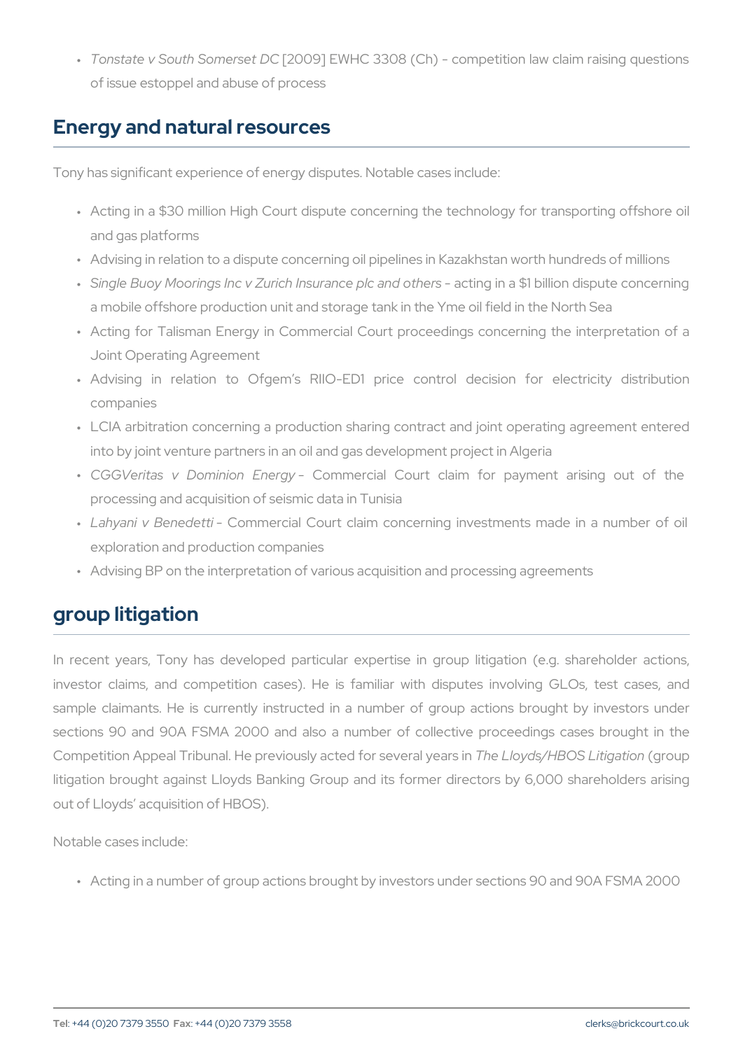- *Tonstate v South Somerset DC* [2009] EWHC 3308 (Ch) – competition law claim raising questions of issue estoppel and abuse of process

## Energy and natural resources

Tony has significant experience of energy disputes. Notable cases include:

- Acting in a $30 million High Court dispute concerning the technology for transporting offshore oil and gas platforms
- Advising in relation to a dispute concerning oil pipelines in Kazakhstan worth hundreds of millions
- *Single Buoy Moorings Inc v Zurich Insurance plc and others* – acting in a $1 billion dispute concerning a mobile offshore production unit and storage tank in the Yme oil field in the North Sea
- Acting for Talisman Energy in Commercial Court proceedings concerning the interpretation of a Joint Operating Agreement
- Advising in relation to Ofgem's RIIO-ED1 price control decision for electricity distribution companies
- LCIA arbitration concerning a production sharing contract and joint operating agreement entered into by joint venture partners in an oil and gas development project in Algeria
- *CGGVeritas v Dominion Energy* – Commercial Court claim for payment arising out of the processing and acquisition of seismic data in Tunisia
- *Lahyani v Benedetti* – Commercial Court claim concerning investments made in a number of oil exploration and production companies
- Advising BP on the interpretation of various acquisition and processing agreements

## group litigation

In recent years, Tony has developed particular expertise in group litigation (e.g. shareholder actions, investor claims, and competition cases). He is familiar with disputes involving GLOs, test cases, and sample claimants. He is currently instructed in a number of group actions brought by investors under sections 90 and 90A FSMA 2000 and also a number of collective proceedings cases brought in the Competition Appeal Tribunal. He previously acted for several years in *The Lloyds/HBOS Litigation* (group litigation brought against Lloyds Banking Group and its former directors by 6,000 shareholders arising out of Lloyds' acquisition of HBOS).

Notable cases include:

- Acting in a number of group actions brought by investors under sections 90 and 90A FSMA 2000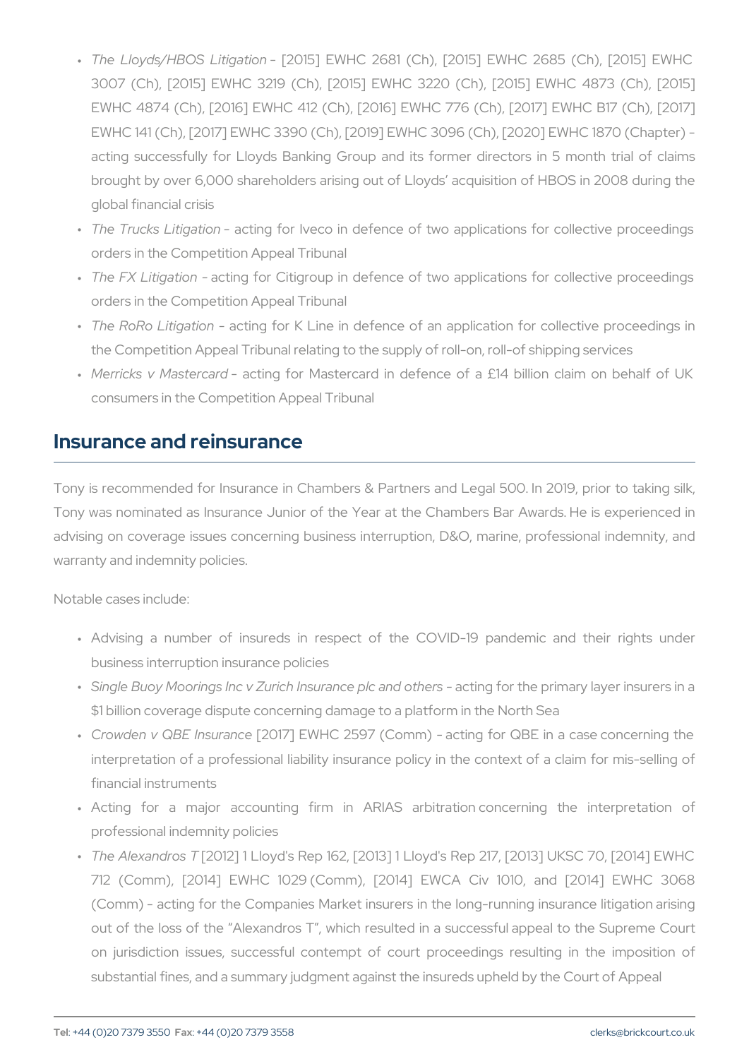- *The Lloyds/HBOS Litigation* – [2015] EWHC 2681 (Ch), [2015] EWHC 2685 (Ch), [2015] EWHC 3007 (Ch), [2015] EWHC 3219 (Ch), [2015] EWHC 3220 (Ch), [2015] EWHC 4873 (Ch), [2015] EWHC 4874 (Ch), [2016] EWHC 412 (Ch), [2016] EWHC 776 (Ch), [2017] EWHC B17 (Ch), [2017] EWHC 141 (Ch), [2017] EWHC 3390 (Ch), [2019] EWHC 3096 (Ch), [2020] EWHC 1870 (Chapter) – acting successfully for Lloyds Banking Group and its former directors in 5 month trial of claims brought by over 6,000 shareholders arising out of Lloyds' acquisition of HBOS in 2008 during the global financial crisis
- *The Trucks Litigation* – acting for Iveco in defence of two applications for collective proceedings orders in the Competition Appeal Tribunal
- *The FX Litigation* - acting for Citigroup in defence of two applications for collective proceedings orders in the Competition Appeal Tribunal
- *The RoRo Litigation* – acting for K Line in defence of an application for collective proceedings in the Competition Appeal Tribunal relating to the supply of roll-on, roll-of shipping services
- *Merricks v Mastercard* – acting for Mastercard in defence of a £14 billion claim on behalf of UK consumers in the Competition Appeal Tribunal

## Insurance and reinsurance

Tony is recommended for Insurance in Chambers & Partners and Legal 500. In 2019, prior to taking silk, Tony was nominated as Insurance Junior of the Year at the Chambers Bar Awards. He is experienced in advising on coverage issues concerning business interruption, D&O, marine, professional indemnity, and warranty and indemnity policies.

Notable cases include:

- Advising a number of insureds in respect of the COVID-19 pandemic and their rights under business interruption insurance policies
- *Single Buoy Moorings Inc v Zurich Insurance plc and others* – acting for the primary layer insurers in a $1 billion coverage dispute concerning damage to a platform in the North Sea
- *Crowden v QBE Insurance* [2017] EWHC 2597 (Comm) – acting for QBE in a case concerning the interpretation of a professional liability insurance policy in the context of a claim for mis-selling of financial instruments
- Acting for a major accounting firm in ARIAS arbitration concerning the interpretation of professional indemnity policies
- *The Alexandros T* [2012] 1 Lloyd's Rep 162, [2013] 1 Lloyd's Rep 217, [2013] UKSC 70, [2014] EWHC 712 (Comm), [2014] EWHC 1029 (Comm), [2014] EWCA Civ 1010, and [2014] EWHC 3068 (Comm) – acting for the Companies Market insurers in the long-running insurance litigation arising out of the loss of the "Alexandros T", which resulted in a successful appeal to the Supreme Court on jurisdiction issues, successful contempt of court proceedings resulting in the imposition of substantial fines, and a summary judgment against the insureds upheld by the Court of Appeal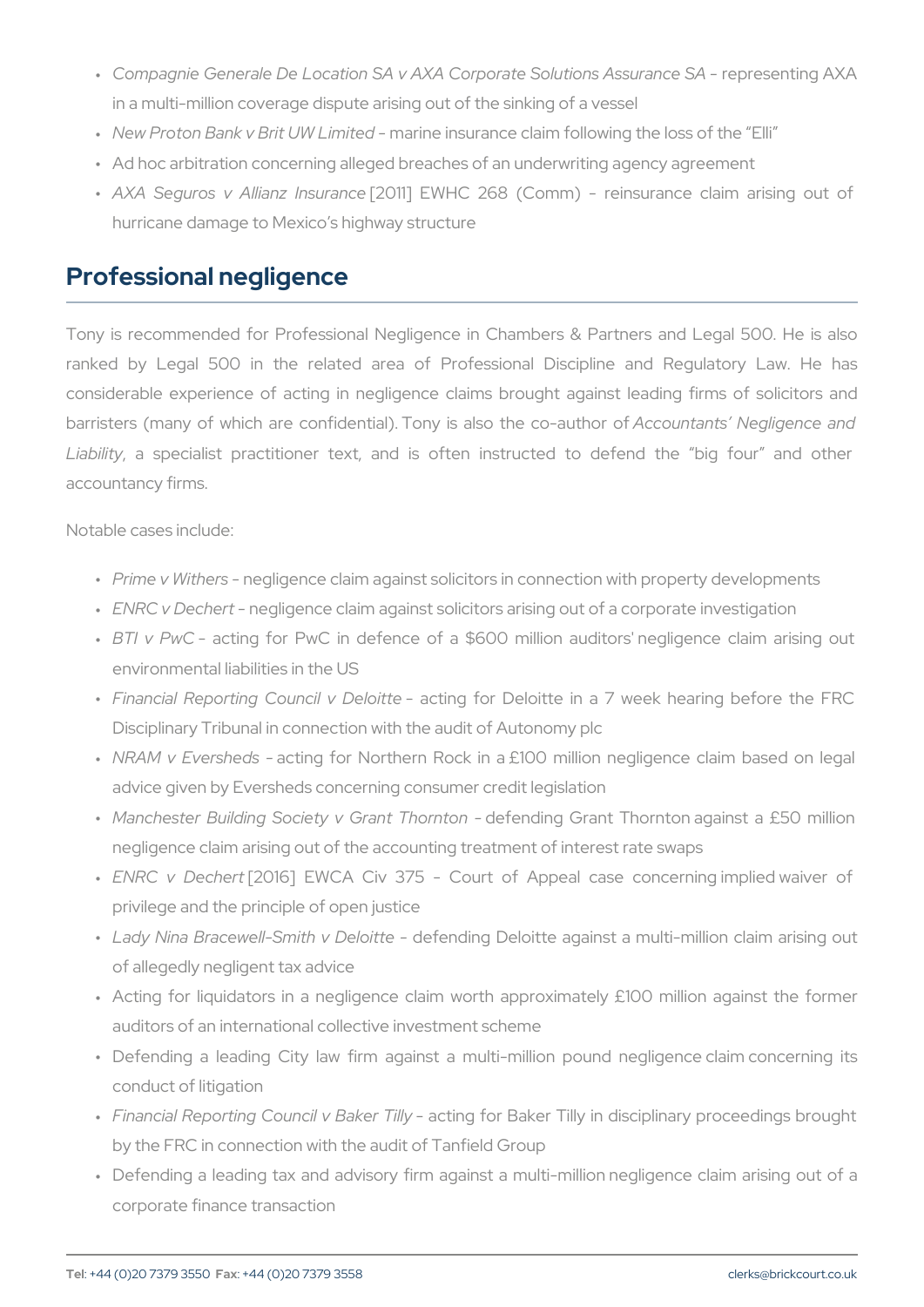- *Compagnie Generale De Location SA v AXA Corporate Solutions Assurance SA* – representing AXA in a multi-million coverage dispute arising out of the sinking of a vessel
- *New Proton Bank v Brit UW Limited* – marine insurance claim following the loss of the "Elli"
- Ad hoc arbitration concerning alleged breaches of an underwriting agency agreement
- *AXA Seguros v Allianz Insurance* [2011] EWHC 268 (Comm) – reinsurance claim arising out of hurricane damage to Mexico's highway structure

## Professional negligence

Tony is recommended for Professional Negligence in Chambers & Partners and Legal 500. He is also ranked by Legal 500 in the related area of Professional Discipline and Regulatory Law. He has considerable experience of acting in negligence claims brought against leading firms of solicitors and barristers (many of which are confidential). Tony is also the co-author of *Accountants' Negligence and Liability*, a specialist practitioner text, and is often instructed to defend the "big four" and other accountancy firms.

Notable cases include:

- *Prime v Withers* – negligence claim against solicitors in connection with property developments
- *ENRC v Dechert* – negligence claim against solicitors arising out of a corporate investigation
- *BTI v PwC* – acting for PwC in defence of a $600 million auditors' negligence claim arising out environmental liabilities in the US
- *Financial Reporting Council v Deloitte* – acting for Deloitte in a 7 week hearing before the FRC Disciplinary Tribunal in connection with the audit of Autonomy plc
- *NRAM v Eversheds* – acting for Northern Rock in a £100 million negligence claim based on legal advice given by Eversheds concerning consumer credit legislation
- *Manchester Building Society v Grant Thornton* – defending Grant Thornton against a £50 million negligence claim arising out of the accounting treatment of interest rate swaps
- *ENRC v Dechert* [2016] EWCA Civ 375 – Court of Appeal case concerning implied waiver of privilege and the principle of open justice
- *Lady Nina Bracewell-Smith v Deloitte* – defending Deloitte against a multi-million claim arising out of allegedly negligent tax advice
- Acting for liquidators in a negligence claim worth approximately £100 million against the former auditors of an international collective investment scheme
- Defending a leading City law firm against a multi-million pound negligence claim concerning its conduct of litigation
- *Financial Reporting Council v Baker Tilly* – acting for Baker Tilly in disciplinary proceedings brought by the FRC in connection with the audit of Tanfield Group
- Defending a leading tax and advisory firm against a multi-million negligence claim arising out of a corporate finance transaction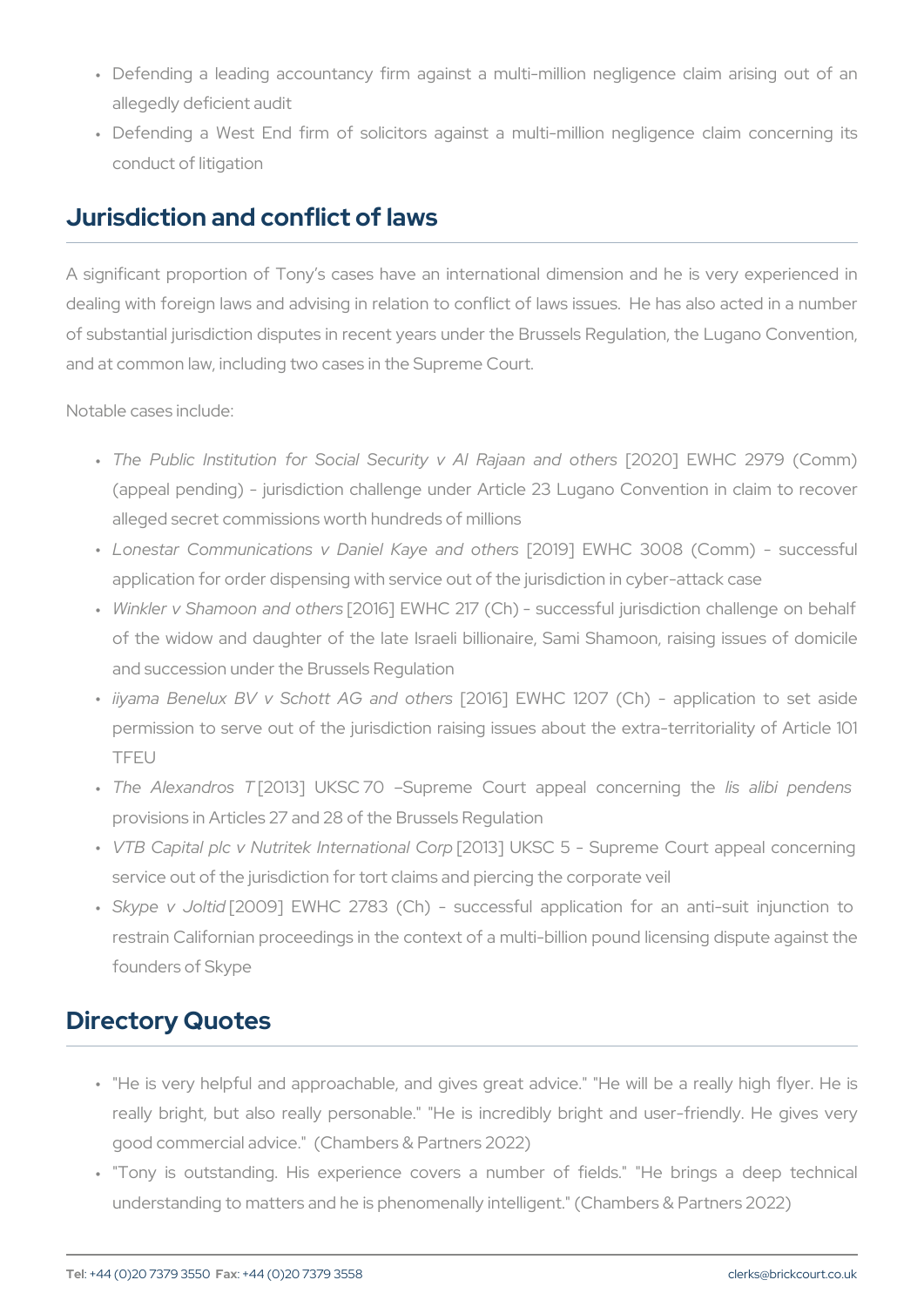- Defending a leading accountancy firm against a multi-million negligence claim arising out of an allegedly deficient audit
- Defending a West End firm of solicitors against a multi-million negligence claim concerning its conduct of litigation

## Jurisdiction and conflict of laws

A significant proportion of Tony's cases have an international dimension and he is very experienced in dealing with foreign laws and advising in relation to conflict of laws issues. He has also acted in a number of substantial jurisdiction disputes in recent years under the Brussels Regulation, the Lugano Convention, and at common law, including two cases in the Supreme Court.

Notable cases include:

- *The Public Institution for Social Security v Al Rajaan and others* [2020] EWHC 2979 (Comm) (appeal pending) – jurisdiction challenge under Article 23 Lugano Convention in claim to recover alleged secret commissions worth hundreds of millions
- *Lonestar Communications v Daniel Kaye and others* [2019] EWHC 3008 (Comm) – successful application for order dispensing with service out of the jurisdiction in cyber-attack case
- *Winkler v Shamoon and others* [2016] EWHC 217 (Ch) – successful jurisdiction challenge on behalf of the widow and daughter of the late Israeli billionaire, Sami Shamoon, raising issues of domicile and succession under the Brussels Regulation
- *iiyama Benelux BV v Schott AG and others* [2016] EWHC 1207 (Ch) – application to set aside permission to serve out of the jurisdiction raising issues about the extra-territoriality of Article 101 TFEU
- *The Alexandros T* [2013] UKSC 70 –Supreme Court appeal concerning the *lis alibi pendens* provisions in Articles 27 and 28 of the Brussels Regulation
- *VTB Capital plc v Nutritek International Corp* [2013] UKSC 5 – Supreme Court appeal concerning service out of the jurisdiction for tort claims and piercing the corporate veil
- *Skype v Joltid* [2009] EWHC 2783 (Ch) – successful application for an anti-suit injunction to restrain Californian proceedings in the context of a multi-billion pound licensing dispute against the founders of Skype

## Directory Quotes

- "He is very helpful and approachable, and gives great advice." "He will be a really high flyer. He is really bright, but also really personable." "He is incredibly bright and user-friendly. He gives very good commercial advice." (Chambers & Partners 2022)
- "Tony is outstanding. His experience covers a number of fields." "He brings a deep technical understanding to matters and he is phenomenally intelligent." (Chambers & Partners 2022)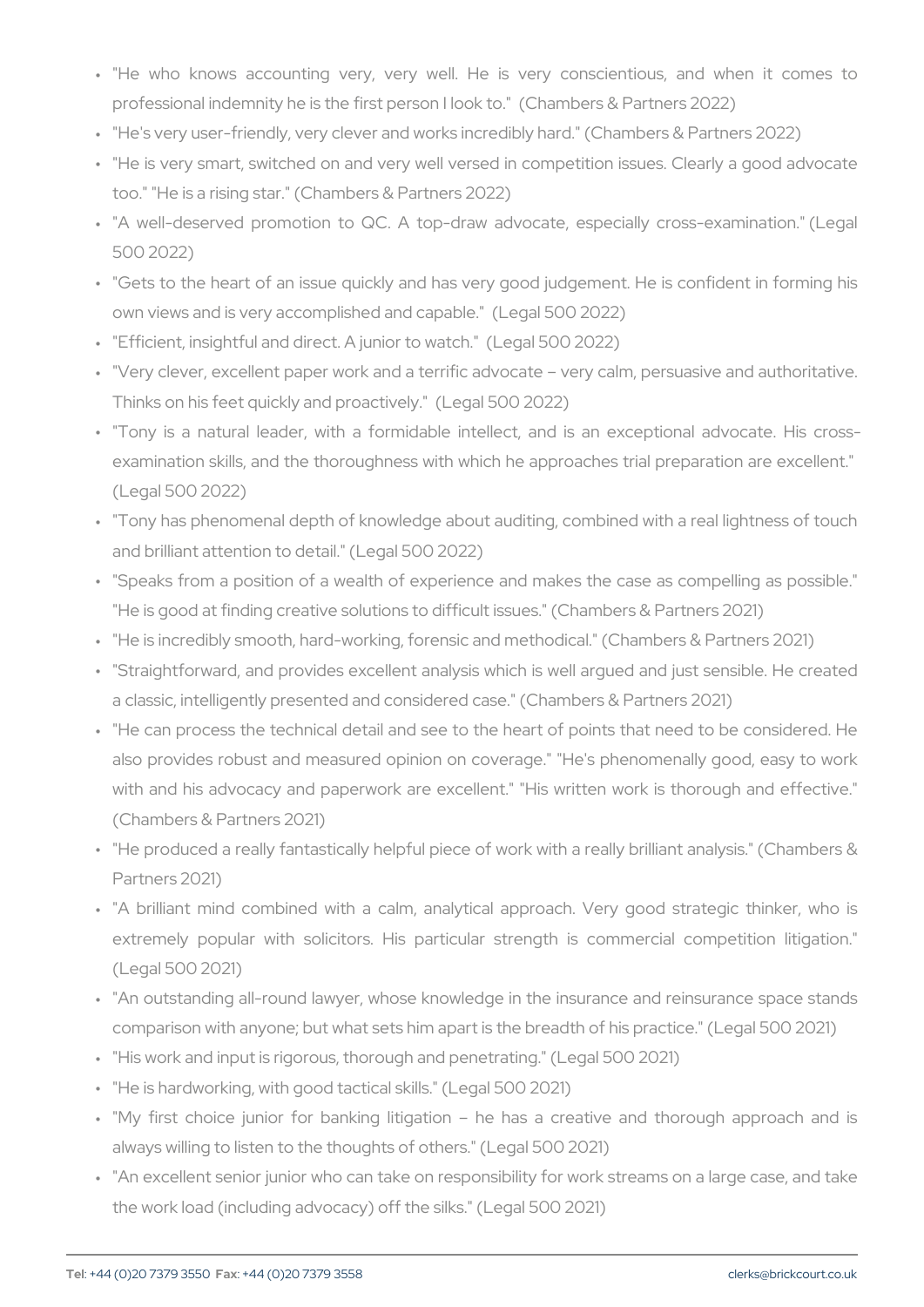- "He who knows accounting very, very well. He is very conscientious, and when it comes to professional indemnity he is the first person I look to." (Chambers & Partners 2022)
- "He's very user-friendly, very clever and works incredibly hard." (Chambers & Partners 2022)
- "He is very smart, switched on and very well versed in competition issues. Clearly a good advocate too." "He is a rising star." (Chambers & Partners 2022)
- "A well-deserved promotion to QC. A top-draw advocate, especially cross-examination." (Legal 500 2022)
- "Gets to the heart of an issue quickly and has very good judgement. He is confident in forming his own views and is very accomplished and capable." (Legal 500 2022)
- "Efficient, insightful and direct. A junior to watch." (Legal 500 2022)
- "Very clever, excellent paper work and a terrific advocate – very calm, persuasive and authoritative. Thinks on his feet quickly and proactively." (Legal 500 2022)
- "Tony is a natural leader, with a formidable intellect, and is an exceptional advocate. His cross-examination skills, and the thoroughness with which he approaches trial preparation are excellent." (Legal 500 2022)
- "Tony has phenomenal depth of knowledge about auditing, combined with a real lightness of touch and brilliant attention to detail." (Legal 500 2022)
- "Speaks from a position of a wealth of experience and makes the case as compelling as possible." "He is good at finding creative solutions to difficult issues." (Chambers & Partners 2021)
- "He is incredibly smooth, hard-working, forensic and methodical." (Chambers & Partners 2021)
- "Straightforward, and provides excellent analysis which is well argued and just sensible. He created a classic, intelligently presented and considered case." (Chambers & Partners 2021)
- "He can process the technical detail and see to the heart of points that need to be considered. He also provides robust and measured opinion on coverage." "He's phenomenally good, easy to work with and his advocacy and paperwork are excellent." "His written work is thorough and effective." (Chambers & Partners 2021)
- "He produced a really fantastically helpful piece of work with a really brilliant analysis." (Chambers & Partners 2021)
- "A brilliant mind combined with a calm, analytical approach. Very good strategic thinker, who is extremely popular with solicitors. His particular strength is commercial competition litigation." (Legal 500 2021)
- "An outstanding all-round lawyer, whose knowledge in the insurance and reinsurance space stands comparison with anyone; but what sets him apart is the breadth of his practice." (Legal 500 2021)
- "His work and input is rigorous, thorough and penetrating." (Legal 500 2021)
- "He is hardworking, with good tactical skills." (Legal 500 2021)
- "My first choice junior for banking litigation – he has a creative and thorough approach and is always willing to listen to the thoughts of others." (Legal 500 2021)
- "An excellent senior junior who can take on responsibility for work streams on a large case, and take the work load (including advocacy) off the silks." (Legal 500 2021)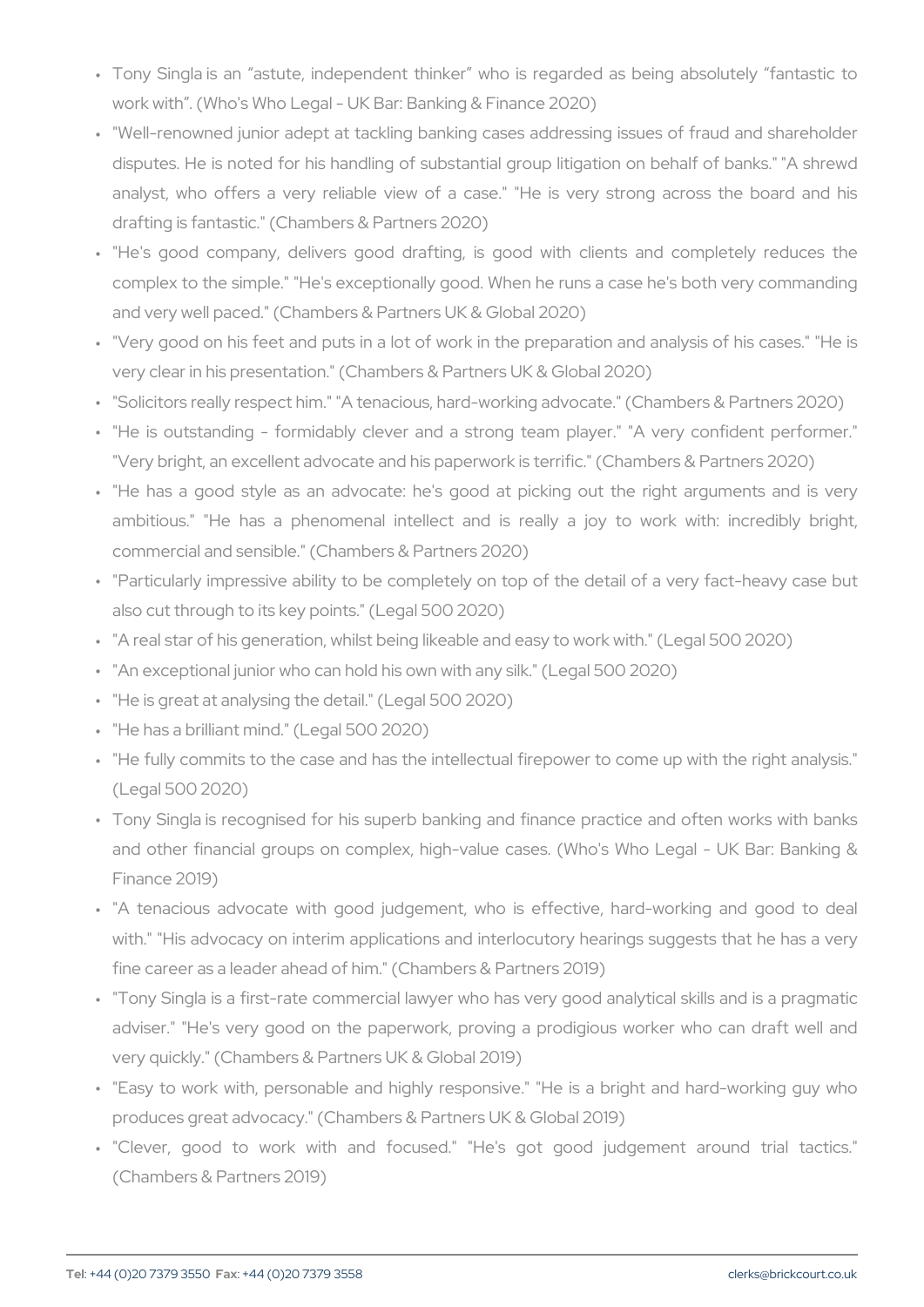- Tony Singla is an "astute, independent thinker" who is regarded as being absolutely "fantastic to work with". (Who's Who Legal - UK Bar: Banking & Finance 2020)
- "Well-renowned junior adept at tackling banking cases addressing issues of fraud and shareholder disputes. He is noted for his handling of substantial group litigation on behalf of banks." "A shrewd analyst, who offers a very reliable view of a case." "He is very strong across the board and his drafting is fantastic." (Chambers & Partners 2020)
- "He's good company, delivers good drafting, is good with clients and completely reduces the complex to the simple." "He's exceptionally good. When he runs a case he's both very commanding and very well paced." (Chambers & Partners UK & Global 2020)
- "Very good on his feet and puts in a lot of work in the preparation and analysis of his cases." "He is very clear in his presentation." (Chambers & Partners UK & Global 2020)
- "Solicitors really respect him." "A tenacious, hard-working advocate." (Chambers & Partners 2020)
- "He is outstanding - formidably clever and a strong team player." "A very confident performer." "Very bright, an excellent advocate and his paperwork is terrific." (Chambers & Partners 2020)
- "He has a good style as an advocate: he's good at picking out the right arguments and is very ambitious." "He has a phenomenal intellect and is really a joy to work with: incredibly bright, commercial and sensible." (Chambers & Partners 2020)
- "Particularly impressive ability to be completely on top of the detail of a very fact-heavy case but also cut through to its key points." (Legal 500 2020)
- "A real star of his generation, whilst being likeable and easy to work with." (Legal 500 2020)
- "An exceptional junior who can hold his own with any silk." (Legal 500 2020)
- "He is great at analysing the detail." (Legal 500 2020)
- "He has a brilliant mind." (Legal 500 2020)
- "He fully commits to the case and has the intellectual firepower to come up with the right analysis." (Legal 500 2020)
- Tony Singla is recognised for his superb banking and finance practice and often works with banks and other financial groups on complex, high-value cases. (Who's Who Legal - UK Bar: Banking & Finance 2019)
- "A tenacious advocate with good judgement, who is effective, hard-working and good to deal with." "His advocacy on interim applications and interlocutory hearings suggests that he has a very fine career as a leader ahead of him." (Chambers & Partners 2019)
- "Tony Singla is a first-rate commercial lawyer who has very good analytical skills and is a pragmatic adviser." "He's very good on the paperwork, proving a prodigious worker who can draft well and very quickly." (Chambers & Partners UK & Global 2019)
- "Easy to work with, personable and highly responsive." "He is a bright and hard-working guy who produces great advocacy." (Chambers & Partners UK & Global 2019)
- "Clever, good to work with and focused." "He's got good judgement around trial tactics." (Chambers & Partners 2019)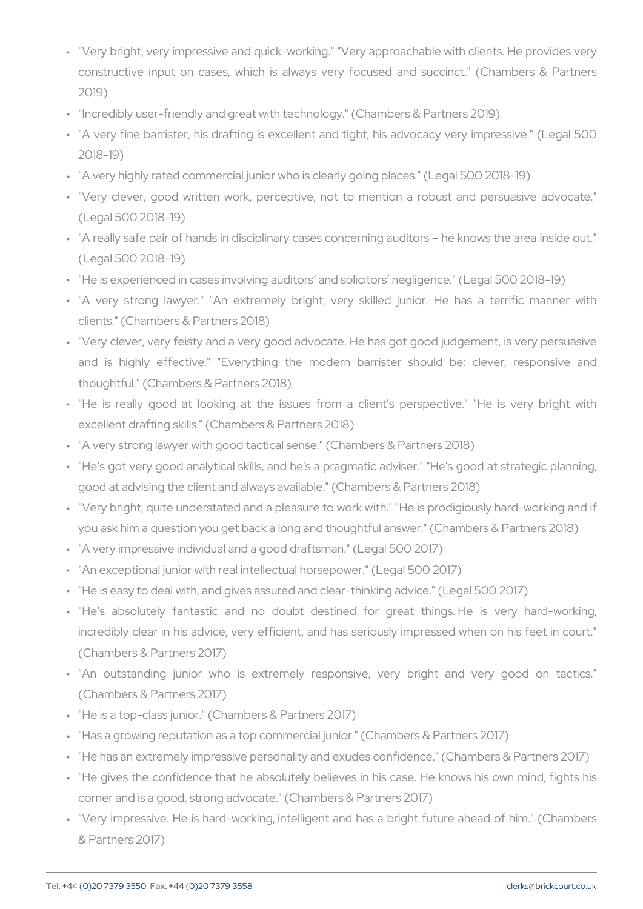- "Very bright, very impressive and quick-working." "Very approachable with clients. He provides very constructive input on cases, which is always very focused and succinct." (Chambers & Partners 2019)
- "Incredibly user-friendly and great with technology." (Chambers & Partners 2019)
- "A very fine barrister, his drafting is excellent and tight, his advocacy very impressive." (Legal 500 2018-19)
- "A very highly rated commercial junior who is clearly going places." (Legal 500 2018-19)
- "Very clever, good written work, perceptive, not to mention a robust and persuasive advocate." (Legal 500 2018-19)
- "A really safe pair of hands in disciplinary cases concerning auditors – he knows the area inside out." (Legal 500 2018-19)
- "He is experienced in cases involving auditors' and solicitors' negligence." (Legal 500 2018-19)
- "A very strong lawyer." "An extremely bright, very skilled junior. He has a terrific manner with clients." (Chambers & Partners 2018)
- "Very clever, very feisty and a very good advocate. He has got good judgement, is very persuasive and is highly effective." "Everything the modern barrister should be: clever, responsive and thoughtful." (Chambers & Partners 2018)
- "He is really good at looking at the issues from a client's perspective." "He is very bright with excellent drafting skills." (Chambers & Partners 2018)
- "A very strong lawyer with good tactical sense." (Chambers & Partners 2018)
- "He's got very good analytical skills, and he's a pragmatic adviser." "He's good at strategic planning, good at advising the client and always available." (Chambers & Partners 2018)
- "Very bright, quite understated and a pleasure to work with." "He is prodigiously hard-working and if you ask him a question you get back a long and thoughtful answer." (Chambers & Partners 2018)
- "A very impressive individual and a good draftsman." (Legal 500 2017)
- "An exceptional junior with real intellectual horsepower." (Legal 500 2017)
- "He is easy to deal with, and gives assured and clear-thinking advice." (Legal 500 2017)
- "He's absolutely fantastic and no doubt destined for great things. He is very hard-working, incredibly clear in his advice, very efficient, and has seriously impressed when on his feet in court." (Chambers & Partners 2017)
- "An outstanding junior who is extremely responsive, very bright and very good on tactics." (Chambers & Partners 2017)
- "He is a top-class junior." (Chambers & Partners 2017)
- "Has a growing reputation as a top commercial junior." (Chambers & Partners 2017)
- "He has an extremely impressive personality and exudes confidence." (Chambers & Partners 2017)
- "He gives the confidence that he absolutely believes in his case. He knows his own mind, fights his corner and is a good, strong advocate." (Chambers & Partners 2017)
- "Very impressive. He is hard-working, intelligent and has a bright future ahead of him." (Chambers & Partners 2017)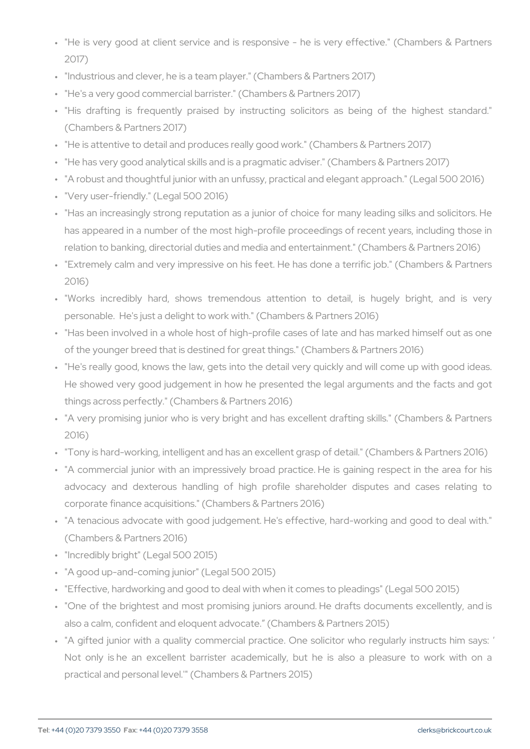- "He is very good at client service and is responsive - he is very effective." (Chambers & Partners 2017)
- "Industrious and clever, he is a team player." (Chambers & Partners 2017)
- "He's a very good commercial barrister." (Chambers & Partners 2017)
- "His drafting is frequently praised by instructing solicitors as being of the highest standard." (Chambers & Partners 2017)
- "He is attentive to detail and produces really good work." (Chambers & Partners 2017)
- "He has very good analytical skills and is a pragmatic adviser." (Chambers & Partners 2017)
- "A robust and thoughtful junior with an unfussy, practical and elegant approach." (Legal 500 2016)
- "Very user-friendly." (Legal 500 2016)
- "Has an increasingly strong reputation as a junior of choice for many leading silks and solicitors. He has appeared in a number of the most high-profile proceedings of recent years, including those in relation to banking, directorial duties and media and entertainment." (Chambers & Partners 2016)
- "Extremely calm and very impressive on his feet. He has done a terrific job." (Chambers & Partners 2016)
- "Works incredibly hard, shows tremendous attention to detail, is hugely bright, and is very personable. He's just a delight to work with." (Chambers & Partners 2016)
- "Has been involved in a whole host of high-profile cases of late and has marked himself out as one of the younger breed that is destined for great things." (Chambers & Partners 2016)
- "He's really good, knows the law, gets into the detail very quickly and will come up with good ideas. He showed very good judgement in how he presented the legal arguments and the facts and got things across perfectly." (Chambers & Partners 2016)
- "A very promising junior who is very bright and has excellent drafting skills." (Chambers & Partners 2016)
- "Tony is hard-working, intelligent and has an excellent grasp of detail." (Chambers & Partners 2016)
- "A commercial junior with an impressively broad practice. He is gaining respect in the area for his advocacy and dexterous handling of high profile shareholder disputes and cases relating to corporate finance acquisitions." (Chambers & Partners 2016)
- "A tenacious advocate with good judgement. He's effective, hard-working and good to deal with." (Chambers & Partners 2016)
- "Incredibly bright" (Legal 500 2015)
- "A good up-and-coming junior" (Legal 500 2015)
- "Effective, hardworking and good to deal with when it comes to pleadings" (Legal 500 2015)
- "One of the brightest and most promising juniors around. He drafts documents excellently, and is also a calm, confident and eloquent advocate." (Chambers & Partners 2015)
- "A gifted junior with a quality commercial practice. One solicitor who regularly instructs him says: 'Not only is he an excellent barrister academically, but he is also a pleasure to work with on a practical and personal level.'" (Chambers & Partners 2015)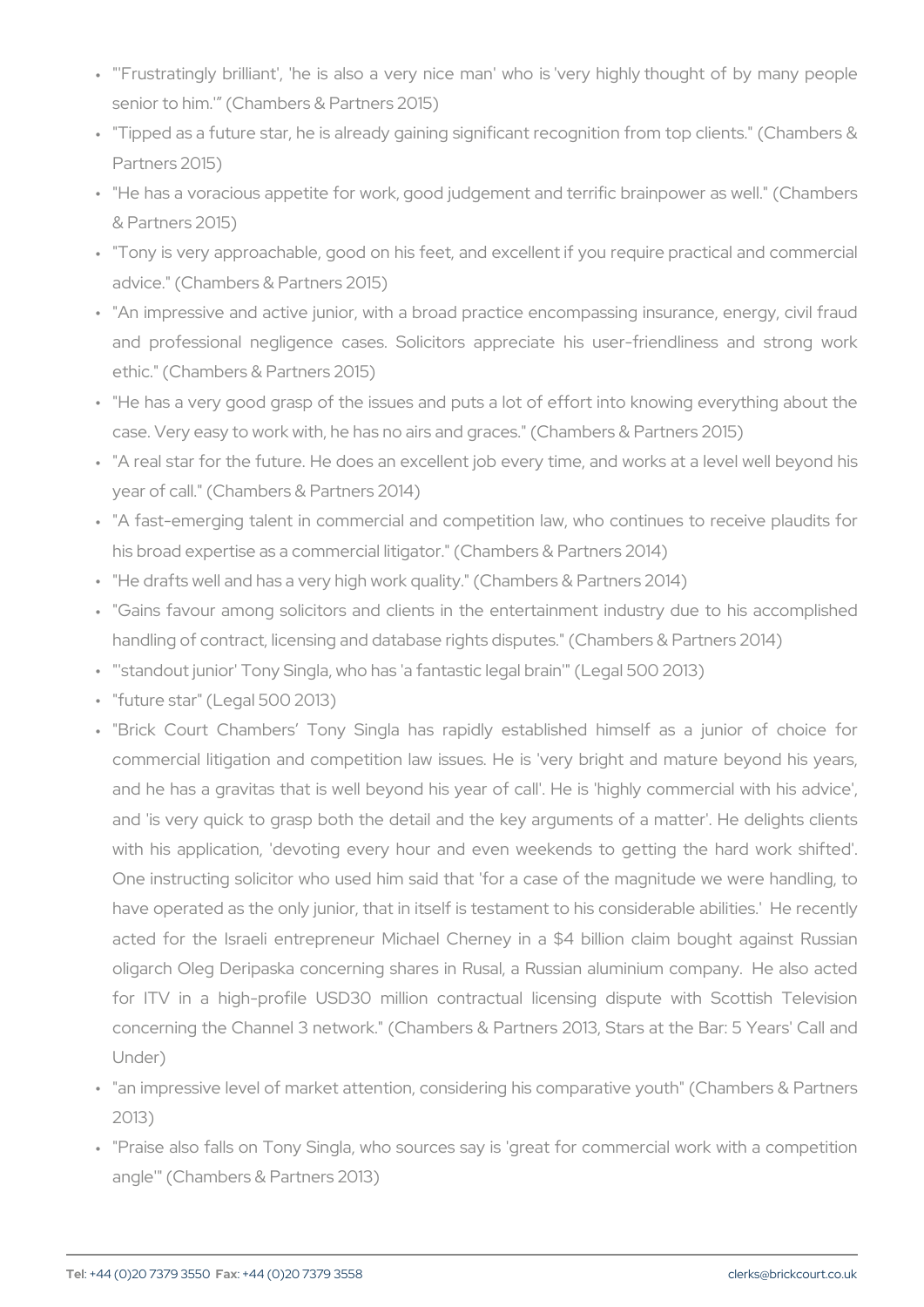- "'Frustratingly brilliant', 'he is also a very nice man' who is 'very highly thought of by many people senior to him.'" (Chambers & Partners 2015)
- "Tipped as a future star, he is already gaining significant recognition from top clients." (Chambers & Partners 2015)
- "He has a voracious appetite for work, good judgement and terrific brainpower as well." (Chambers & Partners 2015)
- "Tony is very approachable, good on his feet, and excellent if you require practical and commercial advice." (Chambers & Partners 2015)
- "An impressive and active junior, with a broad practice encompassing insurance, energy, civil fraud and professional negligence cases. Solicitors appreciate his user-friendliness and strong work ethic." (Chambers & Partners 2015)
- "He has a very good grasp of the issues and puts a lot of effort into knowing everything about the case. Very easy to work with, he has no airs and graces." (Chambers & Partners 2015)
- "A real star for the future. He does an excellent job every time, and works at a level well beyond his year of call." (Chambers & Partners 2014)
- "A fast-emerging talent in commercial and competition law, who continues to receive plaudits for his broad expertise as a commercial litigator." (Chambers & Partners 2014)
- "He drafts well and has a very high work quality." (Chambers & Partners 2014)
- "Gains favour among solicitors and clients in the entertainment industry due to his accomplished handling of contract, licensing and database rights disputes." (Chambers & Partners 2014)
- "'standout junior' Tony Singla, who has 'a fantastic legal brain'" (Legal 500 2013)
- "future star" (Legal 500 2013)
- "Brick Court Chambers' Tony Singla has rapidly established himself as a junior of choice for commercial litigation and competition law issues. He is 'very bright and mature beyond his years, and he has a gravitas that is well beyond his year of call'. He is 'highly commercial with his advice', and 'is very quick to grasp both the detail and the key arguments of a matter'. He delights clients with his application, 'devoting every hour and even weekends to getting the hard work shifted'. One instructing solicitor who used him said that 'for a case of the magnitude we were handling, to have operated as the only junior, that in itself is testament to his considerable abilities.' He recently acted for the Israeli entrepreneur Michael Cherney in a $4 billion claim bought against Russian oligarch Oleg Deripaska concerning shares in Rusal, a Russian aluminium company. He also acted for ITV in a high-profile USD30 million contractual licensing dispute with Scottish Television concerning the Channel 3 network." (Chambers & Partners 2013, Stars at the Bar: 5 Years' Call and Under)
- "an impressive level of market attention, considering his comparative youth" (Chambers & Partners 2013)
- "Praise also falls on Tony Singla, who sources say is 'great for commercial work with a competition angle'" (Chambers & Partners 2013)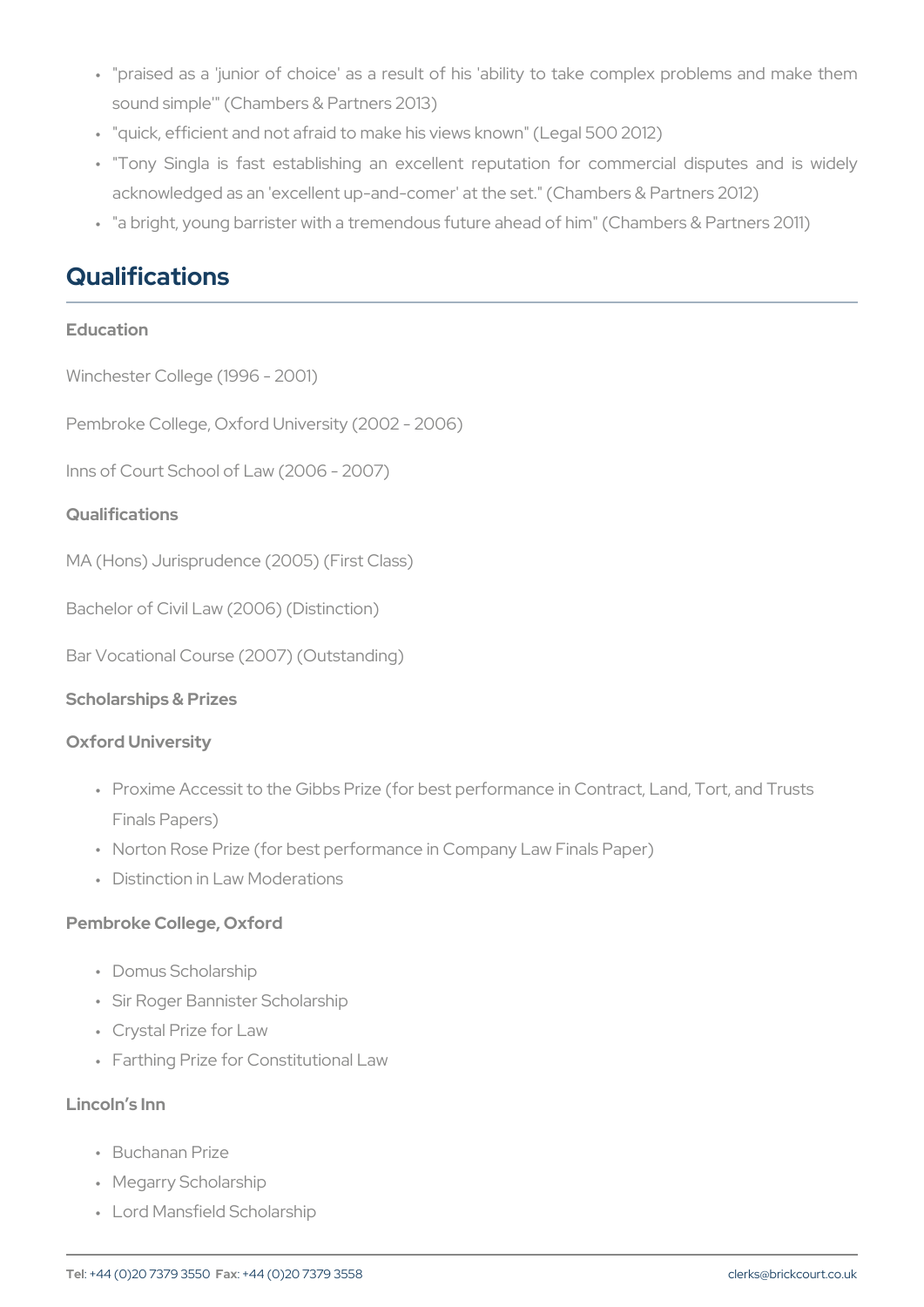- "praised as a 'junior of choice' as a result of his 'ability to take complex problems and make them sound simple'" (Chambers & Partners 2013)
- "quick, efficient and not afraid to make his views known" (Legal 500 2012)
- "Tony Singla is fast establishing an excellent reputation for commercial disputes and is widely acknowledged as an 'excellent up-and-comer' at the set." (Chambers & Partners 2012)
- "a bright, young barrister with a tremendous future ahead of him" (Chambers & Partners 2011)

## Qualifications

### Education

Winchester College (1996 - 2001)

Pembroke College, Oxford University (2002 - 2006)

Inns of Court School of Law (2006 - 2007)

### Qualifications

MA (Hons) Jurisprudence (2005) (First Class)

Bachelor of Civil Law (2006) (Distinction)

Bar Vocational Course (2007) (Outstanding)

### Scholarships & Prizes

#### Oxford University

- Proxime Accessit to the Gibbs Prize (for best performance in Contract, Land, Tort, and Trusts Finals Papers)
- Norton Rose Prize (for best performance in Company Law Finals Paper)
- Distinction in Law Moderations

#### Pembroke College, Oxford

- Domus Scholarship
- Sir Roger Bannister Scholarship
- Crystal Prize for Law
- Farthing Prize for Constitutional Law

#### Lincoln's Inn

- Buchanan Prize
- Megarry Scholarship
- Lord Mansfield Scholarship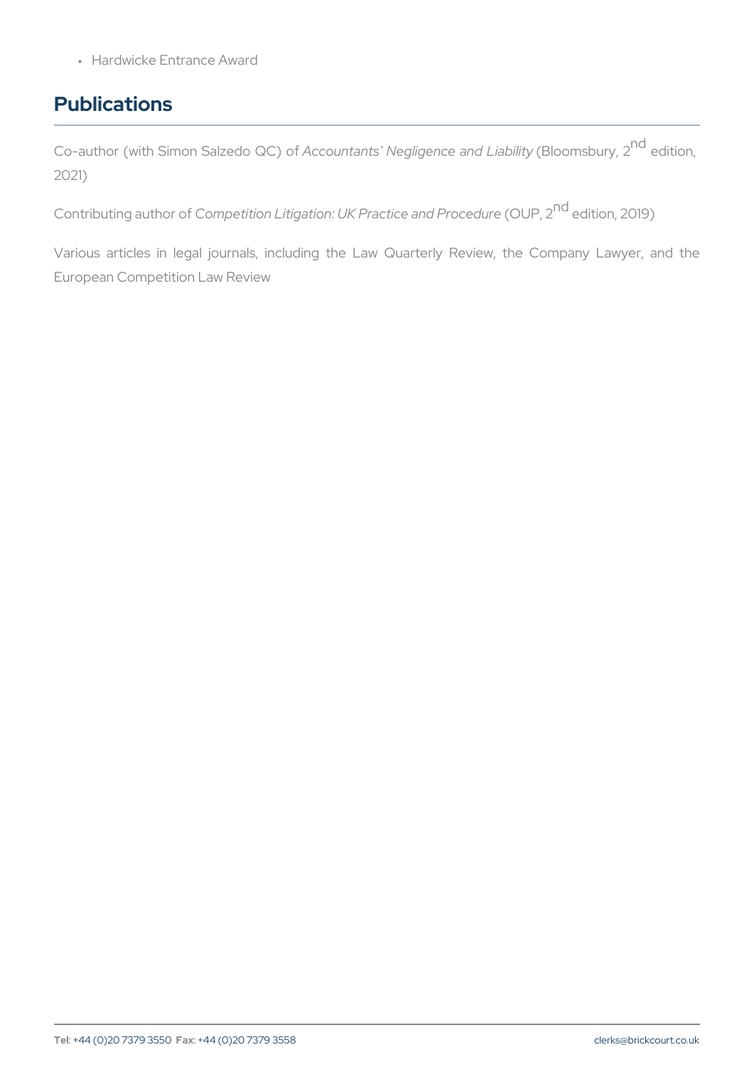- Hardwicke Entrance Award

## Publications

Co-author (with Simon Salzedo QC) of *Accountants' Negligence and Liability* (Bloomsbury, 2nd edition, 2021)

Contributing author of *Competition Litigation: UK Practice and Procedure* (OUP, 2nd edition, 2019)

Various articles in legal journals, including the Law Quarterly Review, the Company Lawyer, and the European Competition Law Review